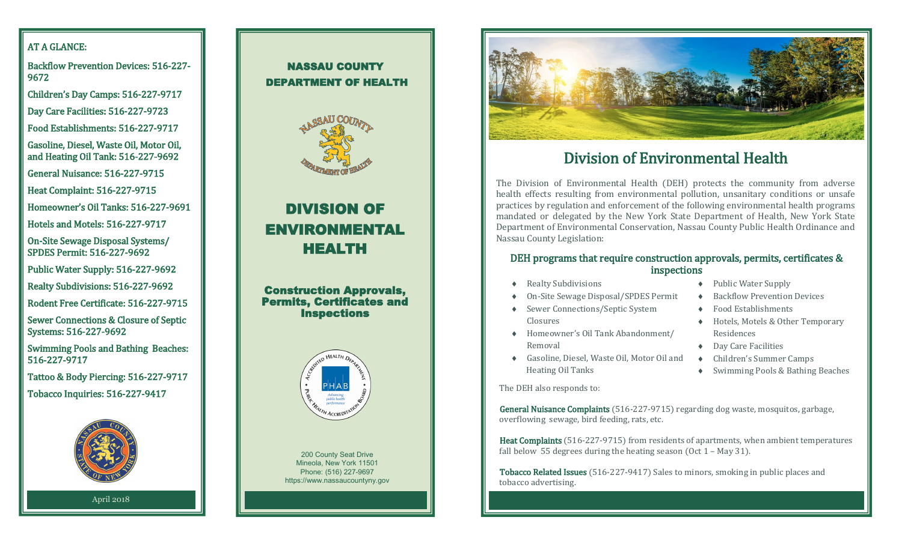**AT A GLANCE:**

**Backflow Prevention Devices: 516-227-9672**

**Children's Day Camps: 516-227-9717**

**Day Care Facilities: 516-227-9723**

**Food Establishments: 516-227-9717**

**Gasoline, Diesel, Waste Oil, Motor Oil, and Heating Oil Tank: 516-227-9692**

**General Nuisance: 516-227-9715**

**Heat Complaint: 516-227-9715**

**Homeowner's Oil Tanks: 516-227-9691**

**Hotels and Motels: 516-227-9717**

**On-Site Sewage Disposal Systems/ SPDES Permit: 516-227-9692**

**Public Water Supply: 516-227-9692**

**Realty Subdivisions: 516-227-9692**

**Rodent Free Certificate: 516-227-9715**

**Sewer Connections & Closure of Septic Systems: 516-227-9692**

**Swimming Pools and Bathing Beaches: 516-227-9717**

**Tattoo & Body Piercing: 516-227-9717**

**Tobacco Inquiries: 516-227-9417**

April 2018

## NASSAU COUNTY DEPARTMENT OF HEALTH

# DIVISION OF ENVIRONMENTAL HEALTH

### Construction Approvals, Permits, Certificates and Inspections

200 County Seat Drive
Mineola, New York 11501
Phone: (516) 227-9697
https://www.nassaucountyny.gov

# Division of Environmental Health

The Division of Environmental Health (DEH) protects the community from adverse health effects resulting from environmental pollution, unsanitary conditions or unsafe practices by regulation and enforcement of the following environmental health programs mandated or delegated by the New York State Department of Health, New York State Department of Environmental Conservation, Nassau County Public Health Ordinance and Nassau County Legislation:

## DEH programs that require construction approvals, permits, certificates & inspections

- Realty Subdivisions
- On-Site Sewage Disposal/SPDES Permit
- Sewer Connections/Septic System Closures
- Homeowner's Oil Tank Abandonment/ Removal
- Gasoline, Diesel, Waste Oil, Motor Oil and Heating Oil Tanks
- Public Water Supply
- Backflow Prevention Devices
- Food Establishments
- Hotels, Motels & Other Temporary Residences
- Day Care Facilities
- Children's Summer Camps
- Swimming Pools & Bathing Beaches

The DEH also responds to:

**General Nuisance Complaints** (516-227-9715) regarding dog waste, mosquitos, garbage, overflowing sewage, bird feeding, rats, etc.

**Heat Complaints** (516-227-9715) from residents of apartments, when ambient temperatures fall below 55 degrees during the heating season (Oct 1 – May 31).

**Tobacco Related Issues** (516-227-9417) Sales to minors, smoking in public places and tobacco advertising.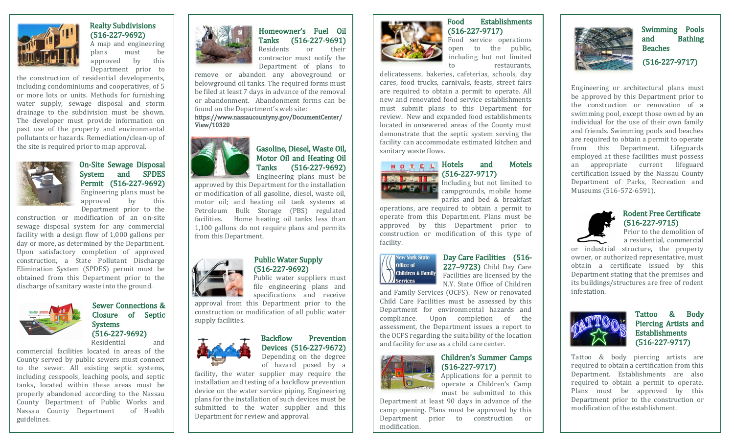### Realty Subdivisions (516-227-9692)

A map and engineering plans must be approved by this Department prior to the construction of residential developments, including condominiums and cooperatives, of 5 or more lots or units. Methods for furnishing water supply, sewage disposal and storm drainage to the subdivision must be shown. The developer must provide information on past use of the property and environmental pollutants or hazards. Remediation/clean-up of the site is required prior to map approval.

### On-Site Sewage Disposal System and SPDES Permit (516-227-9692)

Engineering plans must be approved by this Department prior to the construction or modification of an on-site sewage disposal system for any commercial facility with a design flow of 1,000 gallons per day or more, as determined by the Department. Upon satisfactory completion of approved construction, a State Pollutant Discharge Elimination System (SPDES) permit must be obtained from this Department prior to the discharge of sanitary waste into the ground.

### Sewer Connections & Closure of Septic Systems (516-227-9692)

Residential and commercial facilities located in areas of the County served by public sewers must connect to the sewer. All existing septic systems, including cesspools, leaching pools, and septic tanks, located within these areas must be properly abandoned according to the Nassau County Department of Public Works and Nassau County Department of Health guidelines.

### Homeowner's Fuel Oil Tanks (516-227-9691)

Residents or their contractor must notify the Department of plans to remove or abandon any aboveground or belowground oil tanks. The required forms must be filed at least 7 days in advance of the removal or abandonment. Abandonment forms can be found on the Department's web site:
https://www.nassaucountyny.gov/DocumentCenter/View/10320

### Gasoline, Diesel, Waste Oil, Motor Oil and Heating Oil Tanks (516-227-9692)

Engineering plans must be approved by this Department for the installation or modification of all gasoline, diesel, waste oil, motor oil; and heating oil tank systems at Petroleum Bulk Storage (PBS) regulated facilities. Home heating oil tanks less than 1,100 gallons do not require plans and permits from this Department.

### Public Water Supply (516-227-9692)

Public water suppliers must file engineering plans and specifications and receive approval from this Department prior to the construction or modification of all public water supply facilities.

### Backflow Prevention Devices (516-227-9672)

Depending on the degree of hazard posed by a facility, the water supplier may require the installation and testing of a backflow prevention device on the water service piping. Engineering plans for the installation of such devices must be submitted to the water supplier and this Department for review and approval.

### Food Establishments (516-227-9717)

Food service operations open to the public, including but not limited to restaurants, delicatessens, bakeries, cafeterias, schools, day cares, food trucks, carnivals, feasts, street fairs are required to obtain a permit to operate. All new and renovated food service establishments must submit plans to this Department for review. New and expanded food establishments located in unsewered areas of the County must demonstrate that the septic system serving the facility can accommodate estimated kitchen and sanitary waste flows.

### Hotels and Motels (516-227-9717)

Including but not limited to campgrounds, mobile home parks and bed & breakfast operations, are required to obtain a permit to operate from this Department. Plans must be approved by this Department prior to construction or modification of this type of facility.

### Day Care Facilities (516-227–9723)

Child Day Care Facilities are licensed by the N.Y. State Office of Children and Family Services (OCFS). New or renovated Child Care Facilities must be assessed by this Department for environmental hazards and compliance. Upon completion of the assessment, the Department issues a report to the OCFS regarding the suitability of the location and facility for use as a child care center.

### Children's Summer Camps (516-227-9717)

Applications for a permit to operate a Children's Camp must be submitted to this Department at least 90 days in advance of the camp opening. Plans must be approved by this Department prior to construction or modification.

### Swimming Pools and Bathing Beaches (516-227-9717)

Engineering or architectural plans must be approved by this Department prior to the construction or renovation of a swimming pool, except those owned by an individual for the use of their own family and friends. Swimming pools and beaches are required to obtain a permit to operate from this Department. Lifeguards employed at these facilities must possess an appropriate current lifeguard certification issued by the Nassau County Department of Parks, Recreation and Museums (516-572-6591).

### Rodent Free Certificate (516-227-9715)

Prior to the demolition of a residential, commercial or industrial structure, the property owner, or authorized representative, must obtain a certificate issued by this Department stating that the premises and its buildings/structures are free of rodent infestation.

### Tattoo & Body Piercing Artists and Establishments (516-227-9717)

Tattoo & body piercing artists are required to obtain a certification from this Department. Establishments are also required to obtain a permit to operate. Plans must be approved by this Department prior to the construction or modification of the establishment.